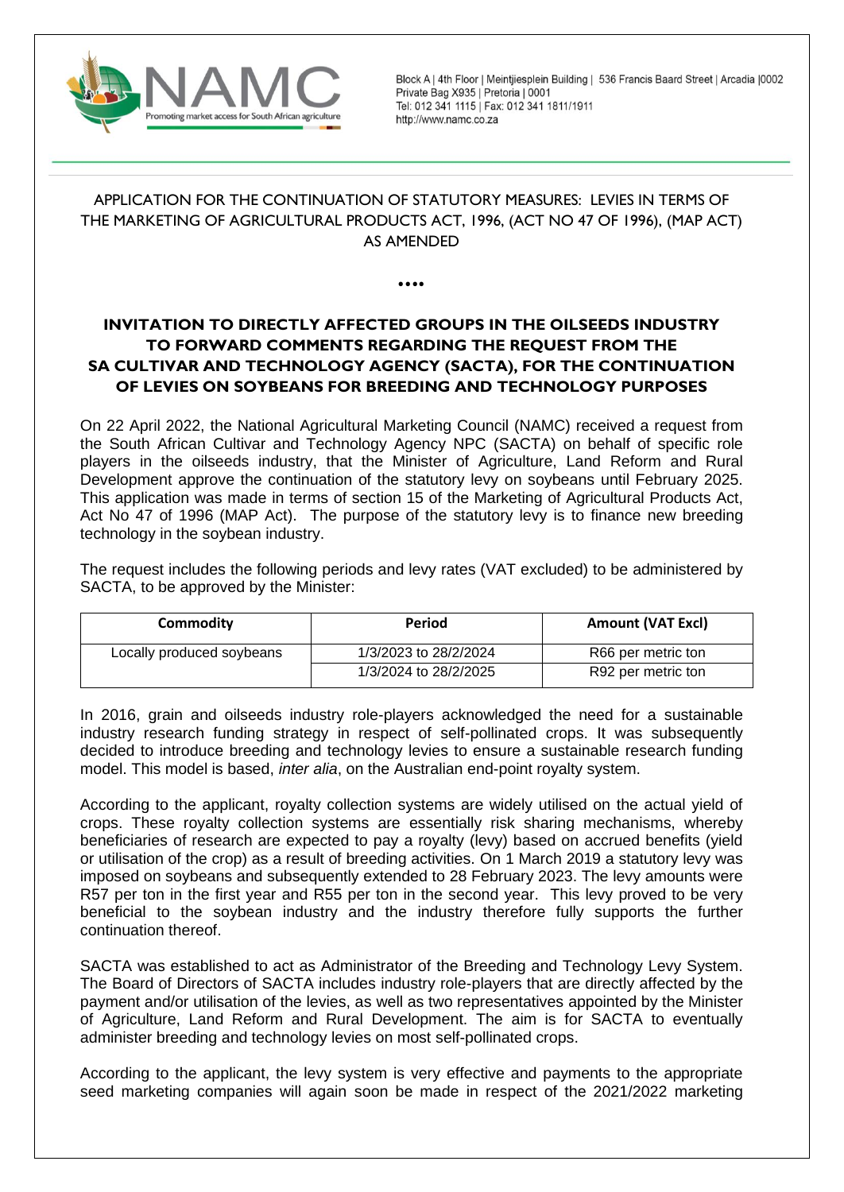APPLICATION FOR THE CONTINUATION OF STATUTORY MEASURES: LEVIES IN TERMS OF THE MARKETING OF AGRICULTURAL PRODUCTS ACT, 1996, (ACT NO 47 OF 1996), (MAP ACT) AS AMENDED

••••

## INVITATION TO DIRECTLY AFFECTED GROUPS IN THE OILSEEDS INDUSTRY TO FORWARD COMMENTS REGARDING THE REQUEST FROM THE SA CULTIVAR AND TECHNOLOGY AGENCY (SACTA), FOR THE CONTINUATION OF LEVIES ON SOYBEANS FOR BREEDING AND TECHNOLOGY PURPOSES

On 22 April 2022, the National Agricultural Marketing Council (NAMC) received a request from the South African Cultivar and Technology Agency NPC (SACTA) on behalf of specific role players in the oilseeds industry, that the Minister of Agriculture, Land Reform and Rural Development approve the continuation of the statutory levy on soybeans until February 2025. This application was made in terms of section 15 of the Marketing of Agricultural Products Act, Act No 47 of 1996 (MAP Act). The purpose of the statutory levy is to finance new breeding technology in the soybean industry.

The request includes the following periods and levy rates (VAT excluded) to be administered by SACTA, to be approved by the Minister:

| Commodity | Period | Amount (VAT Excl) |
|---|---|---|
| Locally produced soybeans | 1/3/2023 to 28/2/2024 | R66 per metric ton |
| | 1/3/2024 to 28/2/2025 | R92 per metric ton |

In 2016, grain and oilseeds industry role-players acknowledged the need for a sustainable industry research funding strategy in respect of self-pollinated crops. It was subsequently decided to introduce breeding and technology levies to ensure a sustainable research funding model. This model is based, *inter alia*, on the Australian end-point royalty system.

According to the applicant, royalty collection systems are widely utilised on the actual yield of crops. These royalty collection systems are essentially risk sharing mechanisms, whereby beneficiaries of research are expected to pay a royalty (levy) based on accrued benefits (yield or utilisation of the crop) as a result of breeding activities. On 1 March 2019 a statutory levy was imposed on soybeans and subsequently extended to 28 February 2023. The levy amounts were R57 per ton in the first year and R55 per ton in the second year. This levy proved to be very beneficial to the soybean industry and the industry therefore fully supports the further continuation thereof.

SACTA was established to act as Administrator of the Breeding and Technology Levy System. The Board of Directors of SACTA includes industry role-players that are directly affected by the payment and/or utilisation of the levies, as well as two representatives appointed by the Minister of Agriculture, Land Reform and Rural Development. The aim is for SACTA to eventually administer breeding and technology levies on most self-pollinated crops.

According to the applicant, the levy system is very effective and payments to the appropriate seed marketing companies will again soon be made in respect of the 2021/2022 marketing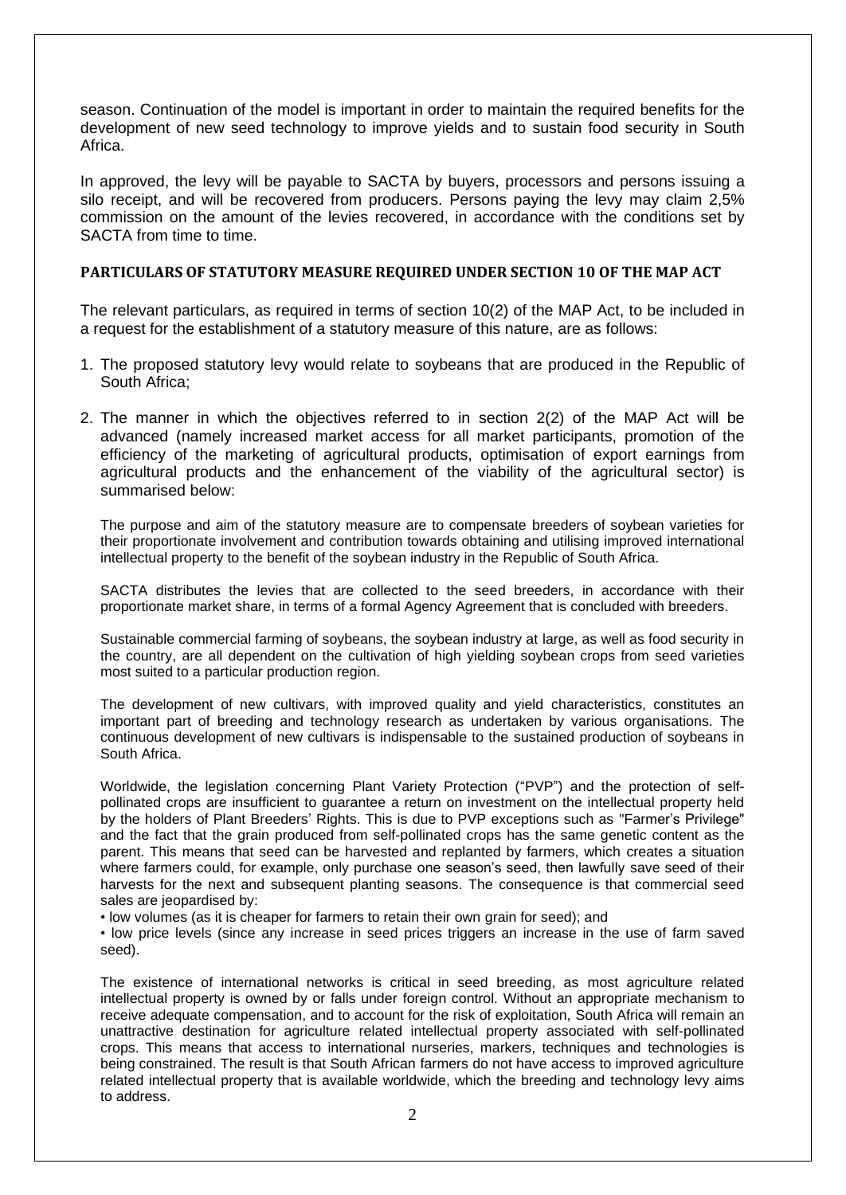season. Continuation of the model is important in order to maintain the required benefits for the development of new seed technology to improve yields and to sustain food security in South Africa.

In approved, the levy will be payable to SACTA by buyers, processors and persons issuing a silo receipt, and will be recovered from producers. Persons paying the levy may claim 2,5% commission on the amount of the levies recovered, in accordance with the conditions set by SACTA from time to time.

**PARTICULARS OF STATUTORY MEASURE REQUIRED UNDER SECTION 10 OF THE MAP ACT**

The relevant particulars, as required in terms of section 10(2) of the MAP Act, to be included in a request for the establishment of a statutory measure of this nature, are as follows:

1. The proposed statutory levy would relate to soybeans that are produced in the Republic of South Africa;
2. The manner in which the objectives referred to in section 2(2) of the MAP Act will be advanced (namely increased market access for all market participants, promotion of the efficiency of the marketing of agricultural products, optimisation of export earnings from agricultural products and the enhancement of the viability of the agricultural sector) is summarised below:

   The purpose and aim of the statutory measure are to compensate breeders of soybean varieties for their proportionate involvement and contribution towards obtaining and utilising improved international intellectual property to the benefit of the soybean industry in the Republic of South Africa.

   SACTA distributes the levies that are collected to the seed breeders, in accordance with their proportionate market share, in terms of a formal Agency Agreement that is concluded with breeders.

   Sustainable commercial farming of soybeans, the soybean industry at large, as well as food security in the country, are all dependent on the cultivation of high yielding soybean crops from seed varieties most suited to a particular production region.

   The development of new cultivars, with improved quality and yield characteristics, constitutes an important part of breeding and technology research as undertaken by various organisations. The continuous development of new cultivars is indispensable to the sustained production of soybeans in South Africa.

   Worldwide, the legislation concerning Plant Variety Protection ("PVP") and the protection of self-pollinated crops are insufficient to guarantee a return on investment on the intellectual property held by the holders of Plant Breeders' Rights. This is due to PVP exceptions such as "Farmer's Privilege" and the fact that the grain produced from self-pollinated crops has the same genetic content as the parent. This means that seed can be harvested and replanted by farmers, which creates a situation where farmers could, for example, only purchase one season's seed, then lawfully save seed of their harvests for the next and subsequent planting seasons. The consequence is that commercial seed sales are jeopardised by:

   • low volumes (as it is cheaper for farmers to retain their own grain for seed); and
   • low price levels (since any increase in seed prices triggers an increase in the use of farm saved seed).

   The existence of international networks is critical in seed breeding, as most agriculture related intellectual property is owned by or falls under foreign control. Without an appropriate mechanism to receive adequate compensation, and to account for the risk of exploitation, South Africa will remain an unattractive destination for agriculture related intellectual property associated with self-pollinated crops. This means that access to international nurseries, markers, techniques and technologies is being constrained. The result is that South African farmers do not have access to improved agriculture related intellectual property that is available worldwide, which the breeding and technology levy aims to address.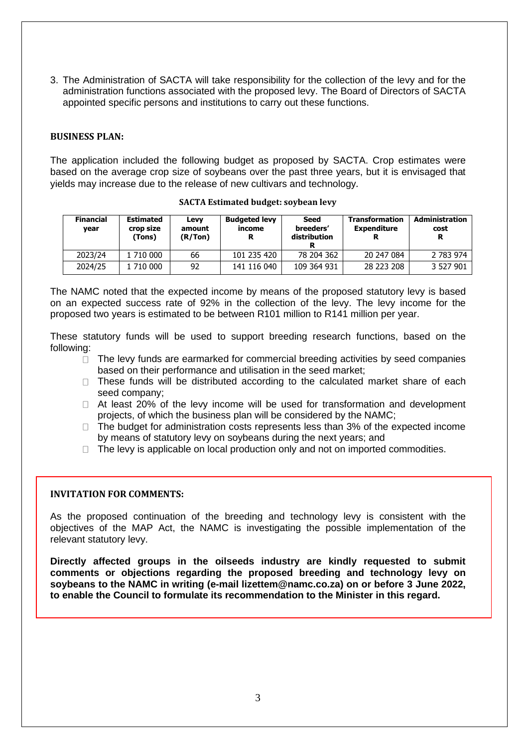3. The Administration of SACTA will take responsibility for the collection of the levy and for the administration functions associated with the proposed levy. The Board of Directors of SACTA appointed specific persons and institutions to carry out these functions.

**BUSINESS PLAN:**

The application included the following budget as proposed by SACTA. Crop estimates were based on the average crop size of soybeans over the past three years, but it is envisaged that yields may increase due to the release of new cultivars and technology.

**SACTA Estimated budget: soybean levy**

| Financial year | Estimated crop size (Tons) | Levy amount (R/Ton) | Budgeted levy income R | Seed breeders' distribution R | Transformation Expenditure R | Administration cost R |
|---|---|---|---|---|---|---|
| 2023/24 | 1 710 000 | 66 | 101 235 420 | 78 204 362 | 20 247 084 | 2 783 974 |
| 2024/25 | 1 710 000 | 92 | 141 116 040 | 109 364 931 | 28 223 208 | 3 527 901 |

The NAMC noted that the expected income by means of the proposed statutory levy is based on an expected success rate of 92% in the collection of the levy. The levy income for the proposed two years is estimated to be between R101 million to R141 million per year.

These statutory funds will be used to support breeding research functions, based on the following:

- The levy funds are earmarked for commercial breeding activities by seed companies based on their performance and utilisation in the seed market;
- These funds will be distributed according to the calculated market share of each seed company;
- At least 20% of the levy income will be used for transformation and development projects, of which the business plan will be considered by the NAMC;
- The budget for administration costs represents less than 3% of the expected income by means of statutory levy on soybeans during the next years; and
- The levy is applicable on local production only and not on imported commodities.

**INVITATION FOR COMMENTS:**

As the proposed continuation of the breeding and technology levy is consistent with the objectives of the MAP Act, the NAMC is investigating the possible implementation of the relevant statutory levy.

**Directly affected groups in the oilseeds industry are kindly requested to submit comments or objections regarding the proposed breeding and technology levy on soybeans to the NAMC in writing (e-mail lizettem@namc.co.za) on or before 3 June 2022, to enable the Council to formulate its recommendation to the Minister in this regard.**